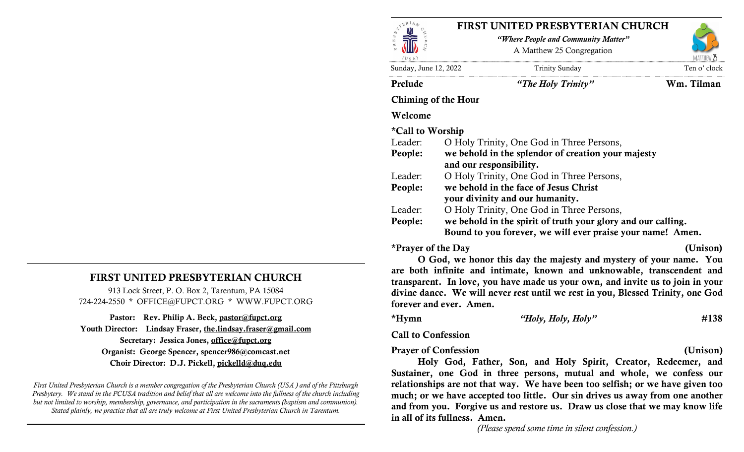## FIRST UNITED PRESBYTERIAN CHURCH

913 Lock Street, P. O. Box 2, Tarentum, PA 15084
724-224-2550 * OFFICE@FUPCT.ORG * WWW.FUPCT.ORG

**Pastor: Rev. Philip A. Beck, pastor@fupct.org**
**Youth Director: Lindsay Fraser, the.lindsay.fraser@gmail.com**
**Secretary: Jessica Jones, office@fupct.org**
**Organist: George Spencer, spencer986@comcast.net**
**Choir Director: D.J. Pickell, pickelld@duq.edu**

*First United Presbyterian Church is a member congregation of the Presbyterian Church (USA ) and of the Pittsburgh Presbytery. We stand in the PCUSA tradition and belief that all are welcome into the fullness of the church including but not limited to worship, membership, governance, and participation in the sacraments (baptism and communion). Stated plainly, we practice that all are truly welcome at First United Presbyterian Church in Tarentum.*

---

# FIRST UNITED PRESBYTERIAN CHURCH

*"Where People and Community Matter"*
A Matthew 25 Congregation

Sunday, June 12, 2022 — Trinity Sunday — Ten o' clock

**Prelude** — *"The Holy Trinity"* — **Wm. Tilman**

**Chiming of the Hour**

**Welcome**

**\*Call to Worship**

Leader: O Holy Trinity, One God in Three Persons,
**People: we behold in the splendor of creation your majesty and our responsibility.**
Leader: O Holy Trinity, One God in Three Persons,
**People: we behold in the face of Jesus Christ your divinity and our humanity.**
Leader: O Holy Trinity, One God in Three Persons,
**People: we behold in the spirit of truth your glory and our calling. Bound to you forever, we will ever praise your name! Amen.**

**\*Prayer of the Day (Unison)**

**O God, we honor this day the majesty and mystery of your name. You are both infinite and intimate, known and unknowable, transcendent and transparent. In love, you have made us your own, and invite us to join in your divine dance. We will never rest until we rest in you, Blessed Trinity, one God forever and ever. Amen.**

**\*Hymn** — *"Holy, Holy, Holy"* — **#138**

**Call to Confession**

**Prayer of Confession (Unison)**

**Holy God, Father, Son, and Holy Spirit, Creator, Redeemer, and Sustainer, one God in three persons, mutual and whole, we confess our relationships are not that way. We have been too selfish; or we have given too much; or we have accepted too little. Our sin drives us away from one another and from you. Forgive us and restore us. Draw us close that we may know life in all of its fullness. Amen.**

*(Please spend some time in silent confession.)*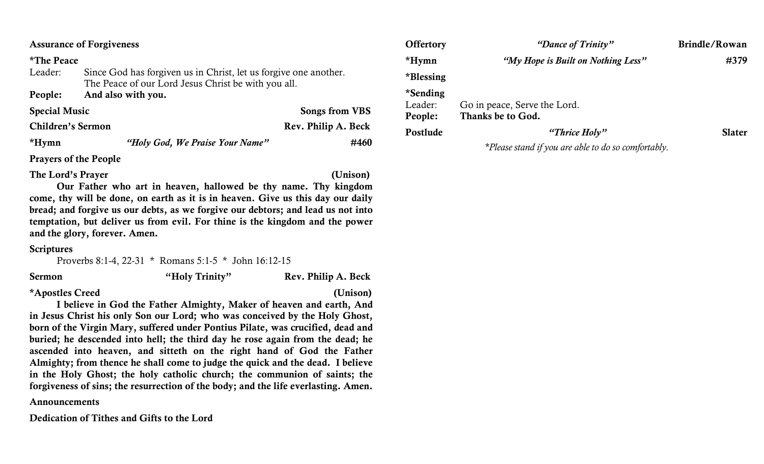**Assurance of Forgiveness**

**\*The Peace**

Leader: Since God has forgiven us in Christ, let us forgive one another. The Peace of our Lord Jesus Christ be with you all.

**People: And also with you.**

**Special Music** — **Songs from VBS**

**Children's Sermon** — **Rev. Philip A. Beck**

**\*Hymn** — ***"Holy God, We Praise Your Name"*** — **#460**

**Prayers of the People**

**The Lord's Prayer** **(Unison)**

**Our Father who art in heaven, hallowed be thy name. Thy kingdom come, thy will be done, on earth as it is in heaven. Give us this day our daily bread; and forgive us our debts, as we forgive our debtors; and lead us not into temptation, but deliver us from evil. For thine is the kingdom and the power and the glory, forever. Amen.**

**Scriptures**

Proverbs 8:1-4, 22-31 * Romans 5:1-5 * John 16:12-15

**Sermon** — **"Holy Trinity"** — **Rev. Philip A. Beck**

**\*Apostles Creed** **(Unison)**

**I believe in God the Father Almighty, Maker of heaven and earth, And in Jesus Christ his only Son our Lord; who was conceived by the Holy Ghost, born of the Virgin Mary, suffered under Pontius Pilate, was crucified, dead and buried; he descended into hell; the third day he rose again from the dead; he ascended into heaven, and sitteth on the right hand of God the Father Almighty; from thence he shall come to judge the quick and the dead. I believe in the Holy Ghost; the holy catholic church; the communion of saints; the forgiveness of sins; the resurrection of the body; and the life everlasting. Amen.**

**Announcements**

**Dedication of Tithes and Gifts to the Lord**

**Offertory** — ***"Dance of Trinity"*** — **Brindle/Rowan**

**\*Hymn** — ***"My Hope is Built on Nothing Less"*** — **#379**

**\*Blessing**

**\*Sending**

Leader: Go in peace, Serve the Lord.

**People: Thanks be to God.**

**Postlude** — ***"Thrice Holy"*** — **Slater**

*\*Please stand if you are able to do so comfortably.*